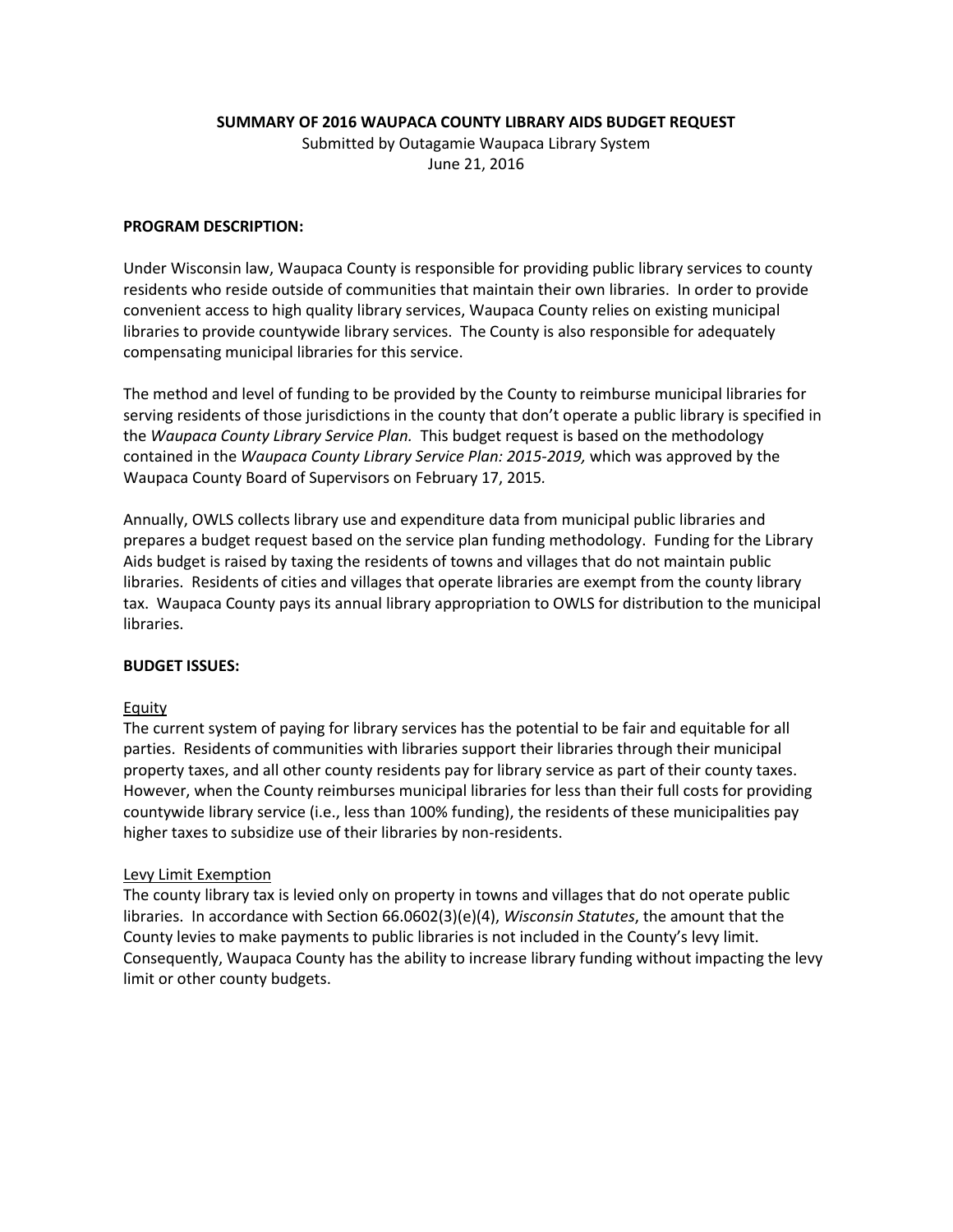# SUMMARY OF 2016 WAUPACA COUNTY LIBRARY AIDS BUDGET REQUEST

Submitted by Outagamie Waupaca Library System
June 21, 2016

## PROGRAM DESCRIPTION:

Under Wisconsin law, Waupaca County is responsible for providing public library services to county residents who reside outside of communities that maintain their own libraries. In order to provide convenient access to high quality library services, Waupaca County relies on existing municipal libraries to provide countywide library services. The County is also responsible for adequately compensating municipal libraries for this service.

The method and level of funding to be provided by the County to reimburse municipal libraries for serving residents of those jurisdictions in the county that don't operate a public library is specified in the *Waupaca County Library Service Plan.* This budget request is based on the methodology contained in the *Waupaca County Library Service Plan: 2015-2019,* which was approved by the Waupaca County Board of Supervisors on February 17, 2015*.*

Annually, OWLS collects library use and expenditure data from municipal public libraries and prepares a budget request based on the service plan funding methodology. Funding for the Library Aids budget is raised by taxing the residents of towns and villages that do not maintain public libraries. Residents of cities and villages that operate libraries are exempt from the county library tax. Waupaca County pays its annual library appropriation to OWLS for distribution to the municipal libraries.

## BUDGET ISSUES:

### Equity

The current system of paying for library services has the potential to be fair and equitable for all parties. Residents of communities with libraries support their libraries through their municipal property taxes, and all other county residents pay for library service as part of their county taxes. However, when the County reimburses municipal libraries for less than their full costs for providing countywide library service (i.e., less than 100% funding), the residents of these municipalities pay higher taxes to subsidize use of their libraries by non-residents.

### Levy Limit Exemption

The county library tax is levied only on property in towns and villages that do not operate public libraries. In accordance with Section 66.0602(3)(e)(4), *Wisconsin Statutes*, the amount that the County levies to make payments to public libraries is not included in the County's levy limit. Consequently, Waupaca County has the ability to increase library funding without impacting the levy limit or other county budgets.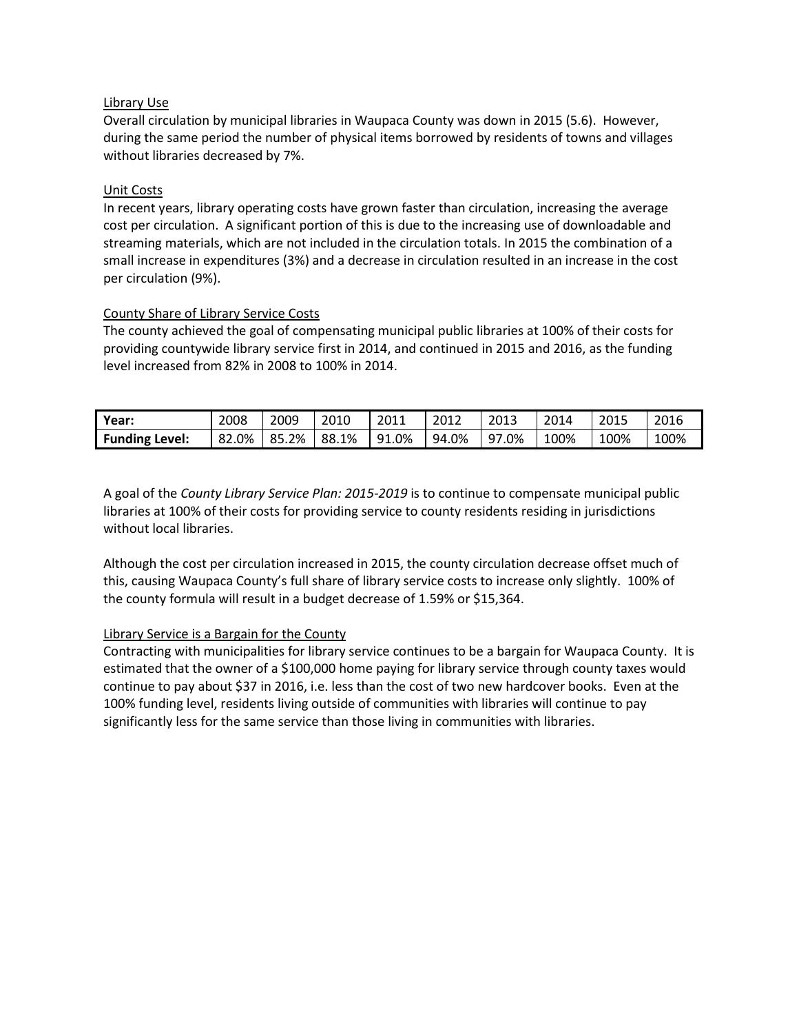Library Use

Overall circulation by municipal libraries in Waupaca County was down in 2015 (5.6). However, during the same period the number of physical items borrowed by residents of towns and villages without libraries decreased by 7%.

Unit Costs

In recent years, library operating costs have grown faster than circulation, increasing the average cost per circulation. A significant portion of this is due to the increasing use of downloadable and streaming materials, which are not included in the circulation totals. In 2015 the combination of a small increase in expenditures (3%) and a decrease in circulation resulted in an increase in the cost per circulation (9%).

County Share of Library Service Costs

The county achieved the goal of compensating municipal public libraries at 100% of their costs for providing countywide library service first in 2014, and continued in 2015 and 2016, as the funding level increased from 82% in 2008 to 100% in 2014.

| **Year:** | 2008 | 2009 | 2010 | 2011 | 2012 | 2013 | 2014 | 2015 | 2016 |
|---|---|---|---|---|---|---|---|---|---|
| **Funding Level:** | 82.0% | 85.2% | 88.1% | 91.0% | 94.0% | 97.0% | 100% | 100% | 100% |

A goal of the *County Library Service Plan: 2015-2019* is to continue to compensate municipal public libraries at 100% of their costs for providing service to county residents residing in jurisdictions without local libraries.

Although the cost per circulation increased in 2015, the county circulation decrease offset much of this, causing Waupaca County's full share of library service costs to increase only slightly. 100% of the county formula will result in a budget decrease of 1.59% or $15,364.

Library Service is a Bargain for the County

Contracting with municipalities for library service continues to be a bargain for Waupaca County. It is estimated that the owner of a $100,000 home paying for library service through county taxes would continue to pay about $37 in 2016, i.e. less than the cost of two new hardcover books. Even at the 100% funding level, residents living outside of communities with libraries will continue to pay significantly less for the same service than those living in communities with libraries.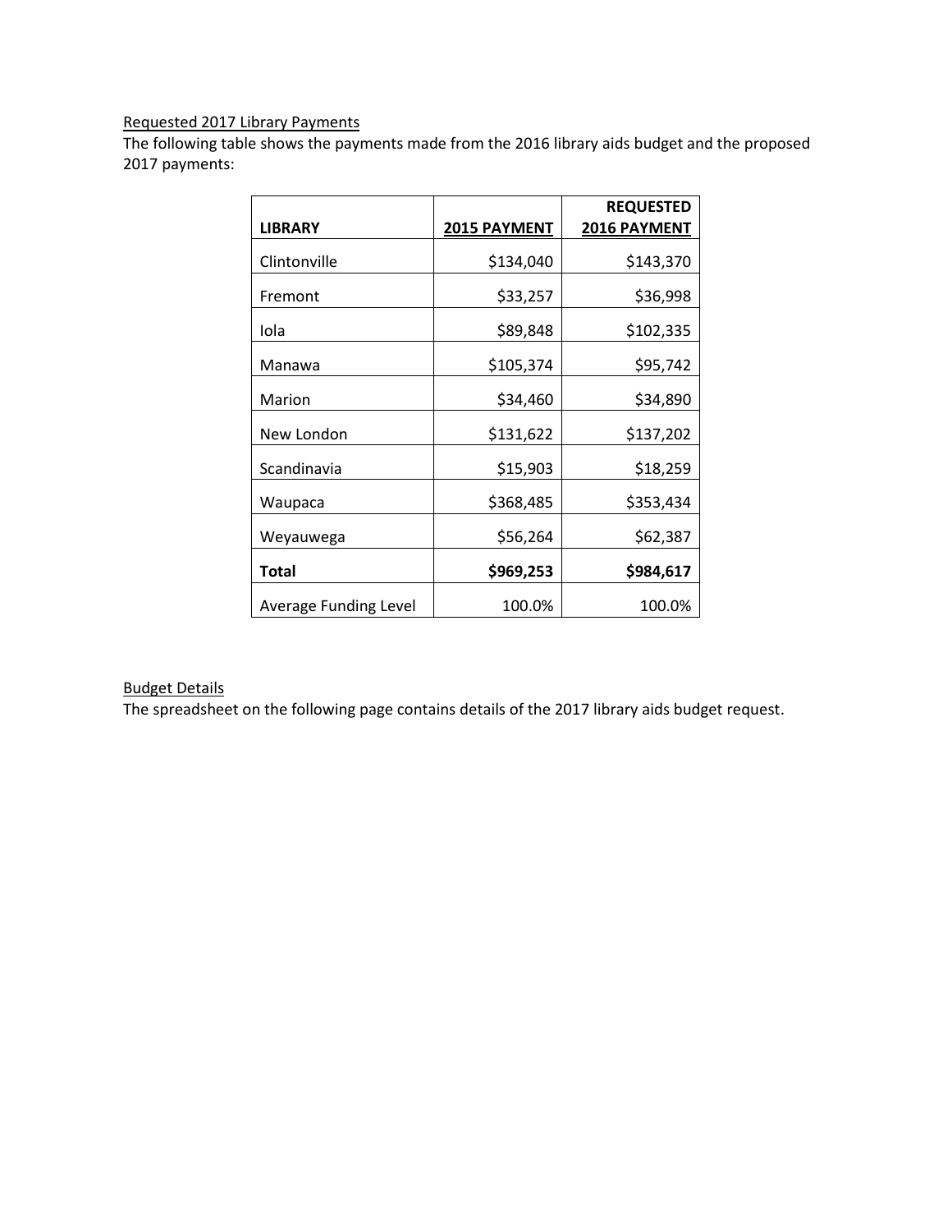Requested 2017 Library Payments

The following table shows the payments made from the 2016 library aids budget and the proposed 2017 payments:

| **LIBRARY** | **2015 PAYMENT** | **REQUESTED 2016 PAYMENT** |
|---|---|---|
| Clintonville | $134,040 | $143,370 |
| Fremont | $33,257 | $36,998 |
| Iola | $89,848 | $102,335 |
| Manawa | $105,374 | $95,742 |
| Marion | $34,460 | $34,890 |
| New London | $131,622 | $137,202 |
| Scandinavia | $15,903 | $18,259 |
| Waupaca | $368,485 | $353,434 |
| Weyauwega | $56,264 | $62,387 |
| **Total** | **$969,253** | **$984,617** |
| Average Funding Level | 100.0% | 100.0% |

Budget Details

The spreadsheet on the following page contains details of the 2017 library aids budget request.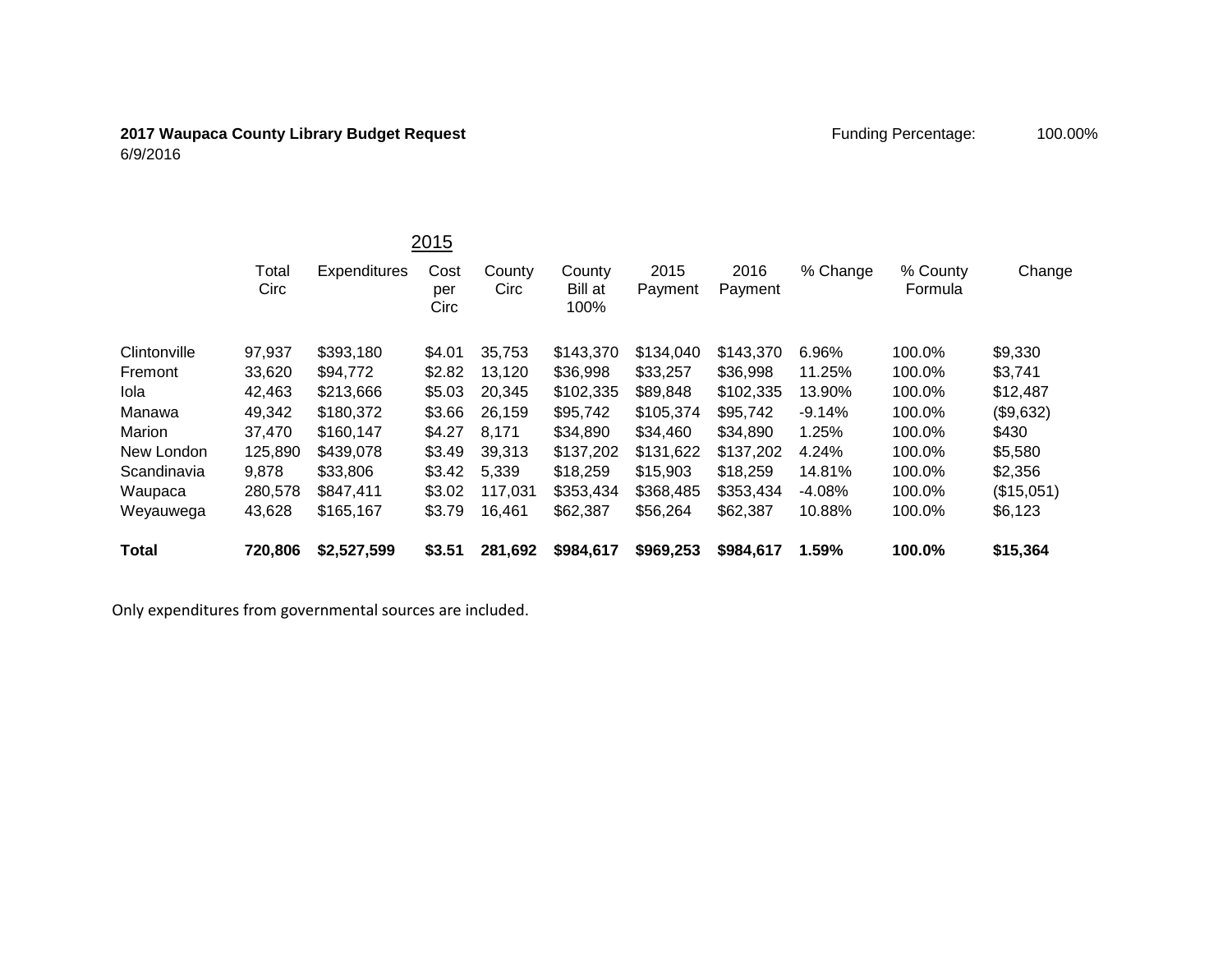**2017 Waupaca County Library Budget Request**
6/9/2016

Funding Percentage: 100.00%

| | 2015 | | | | | | | | | |
|---|---|---|---|---|---|---|---|---|---|---|
| | Total Circ | Expenditures | Cost per Circ | County Circ | County Bill at 100% | 2015 Payment | 2016 Payment | % Change | % County Formula | Change |
| Clintonville | 97,937 | $393,180 | $4.01 | 35,753 | $143,370 | $134,040 | $143,370 | 6.96% | 100.0% | $9,330 |
| Fremont | 33,620 | $94,772 | $2.82 | 13,120 | $36,998 | $33,257 | $36,998 | 11.25% | 100.0% | $3,741 |
| Iola | 42,463 | $213,666 | $5.03 | 20,345 | $102,335 | $89,848 | $102,335 | 13.90% | 100.0% | $12,487 |
| Manawa | 49,342 | $180,372 | $3.66 | 26,159 | $95,742 | $105,374 | $95,742 | -9.14% | 100.0% | ($9,632) |
| Marion | 37,470 | $160,147 | $4.27 | 8,171 | $34,890 | $34,460 | $34,890 | 1.25% | 100.0% | $430 |
| New London | 125,890 | $439,078 | $3.49 | 39,313 | $137,202 | $131,622 | $137,202 | 4.24% | 100.0% | $5,580 |
| Scandinavia | 9,878 | $33,806 | $3.42 | 5,339 | $18,259 | $15,903 | $18,259 | 14.81% | 100.0% | $2,356 |
| Waupaca | 280,578 | $847,411 | $3.02 | 117,031 | $353,434 | $368,485 | $353,434 | -4.08% | 100.0% | ($15,051) |
| Weyauwega | 43,628 | $165,167 | $3.79 | 16,461 | $62,387 | $56,264 | $62,387 | 10.88% | 100.0% | $6,123 |
| **Total** | **720,806** | **$2,527,599** | **$3.51** | **281,692** | **$984,617** | **$969,253** | **$984,617** | **1.59%** | **100.0%** | **$15,364** |

Only expenditures from governmental sources are included.